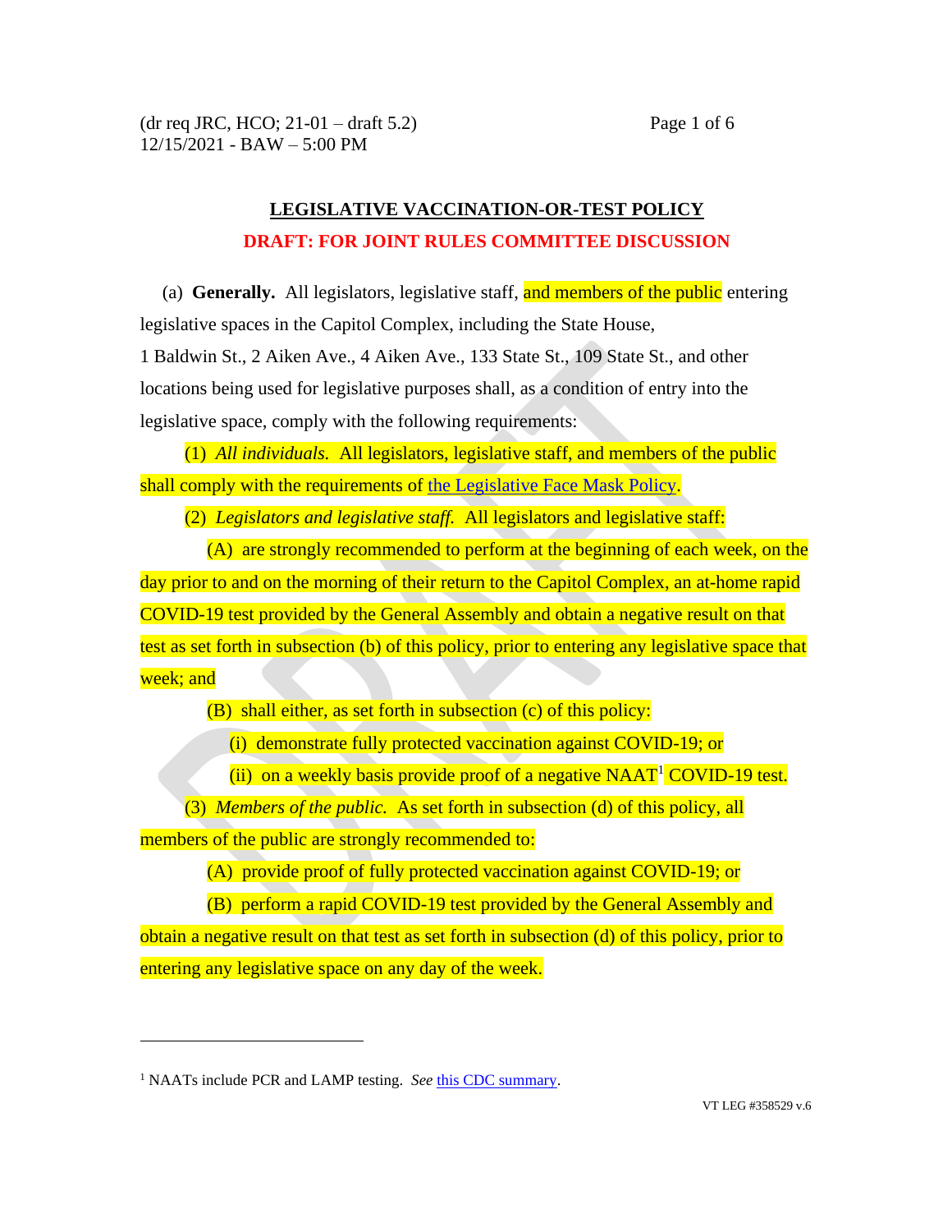(dr req JRC, HCO; 21-01 – draft 5.2)
12/15/2021 - BAW – 5:00 PM

# LEGISLATIVE VACCINATION-OR-TEST POLICY

## DRAFT: FOR JOINT RULES COMMITTEE DISCUSSION

(a) **Generally.** All legislators, legislative staff, and members of the public entering legislative spaces in the Capitol Complex, including the State House, 1 Baldwin St., 2 Aiken Ave., 4 Aiken Ave., 133 State St., 109 State St., and other locations being used for legislative purposes shall, as a condition of entry into the legislative space, comply with the following requirements:

(1) *All individuals.* All legislators, legislative staff, and members of the public shall comply with the requirements of the Legislative Face Mask Policy.

(2) *Legislators and legislative staff.* All legislators and legislative staff:

(A) are strongly recommended to perform at the beginning of each week, on the day prior to and on the morning of their return to the Capitol Complex, an at-home rapid COVID-19 test provided by the General Assembly and obtain a negative result on that test as set forth in subsection (b) of this policy, prior to entering any legislative space that week; and

(B) shall either, as set forth in subsection (c) of this policy:

(i) demonstrate fully protected vaccination against COVID-19; or

(ii) on a weekly basis provide proof of a negative NAAT[1] COVID-19 test.

(3) *Members of the public.* As set forth in subsection (d) of this policy, all members of the public are strongly recommended to:

(A) provide proof of fully protected vaccination against COVID-19; or

(B) perform a rapid COVID-19 test provided by the General Assembly and obtain a negative result on that test as set forth in subsection (d) of this policy, prior to entering any legislative space on any day of the week.

---

[1] NAATs include PCR and LAMP testing. *See* this CDC summary.

VT LEG #358529 v.6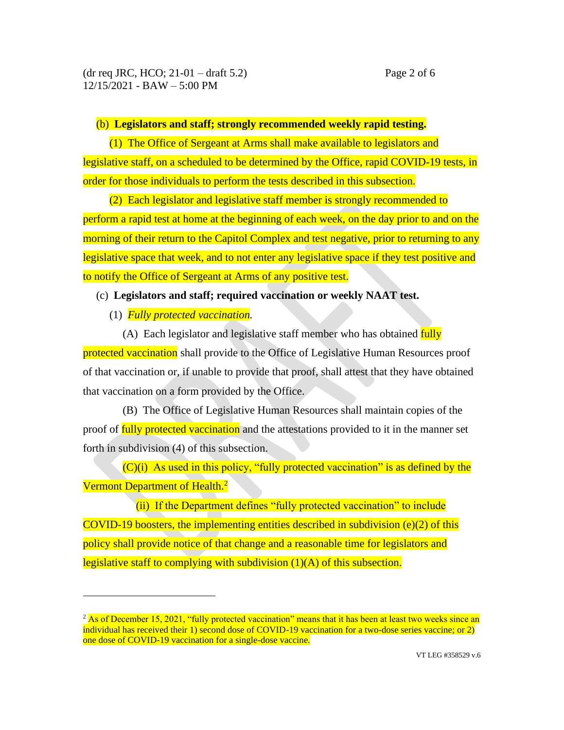(b) **Legislators and staff; strongly recommended weekly rapid testing.**

(1) The Office of Sergeant at Arms shall make available to legislators and legislative staff, on a scheduled to be determined by the Office, rapid COVID-19 tests, in order for those individuals to perform the tests described in this subsection.

(2) Each legislator and legislative staff member is strongly recommended to perform a rapid test at home at the beginning of each week, on the day prior to and on the morning of their return to the Capitol Complex and test negative, prior to returning to any legislative space that week, and to not enter any legislative space if they test positive and to notify the Office of Sergeant at Arms of any positive test.

(c) **Legislators and staff; required vaccination or weekly NAAT test.**

(1) *Fully protected vaccination.*

(A) Each legislator and legislative staff member who has obtained fully protected vaccination shall provide to the Office of Legislative Human Resources proof of that vaccination or, if unable to provide that proof, shall attest that they have obtained that vaccination on a form provided by the Office.

(B) The Office of Legislative Human Resources shall maintain copies of the proof of fully protected vaccination and the attestations provided to it in the manner set forth in subdivision (4) of this subsection.

(C)(i) As used in this policy, "fully protected vaccination" is as defined by the Vermont Department of Health.[2]

(ii) If the Department defines "fully protected vaccination" to include COVID-19 boosters, the implementing entities described in subdivision (e)(2) of this policy shall provide notice of that change and a reasonable time for legislators and legislative staff to complying with subdivision (1)(A) of this subsection.

---

[2] As of December 15, 2021, "fully protected vaccination" means that it has been at least two weeks since an individual has received their 1) second dose of COVID-19 vaccination for a two-dose series vaccine; or 2) one dose of COVID-19 vaccination for a single-dose vaccine.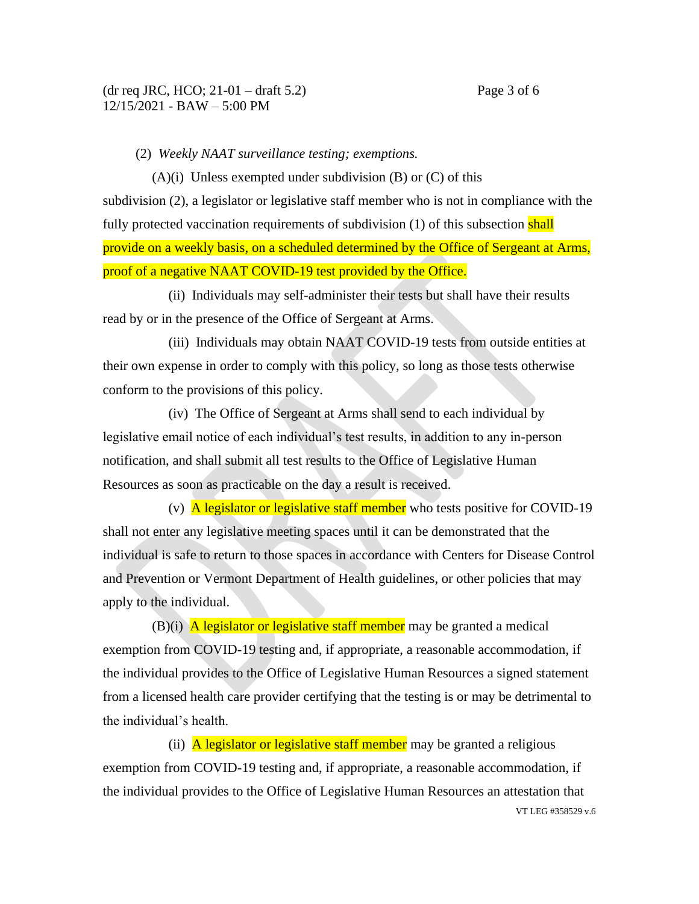(2) *Weekly NAAT surveillance testing; exemptions.*

(A)(i) Unless exempted under subdivision (B) or (C) of this subdivision (2), a legislator or legislative staff member who is not in compliance with the fully protected vaccination requirements of subdivision (1) of this subsection shall provide on a weekly basis, on a scheduled determined by the Office of Sergeant at Arms, proof of a negative NAAT COVID-19 test provided by the Office.

(ii) Individuals may self-administer their tests but shall have their results read by or in the presence of the Office of Sergeant at Arms.

(iii) Individuals may obtain NAAT COVID-19 tests from outside entities at their own expense in order to comply with this policy, so long as those tests otherwise conform to the provisions of this policy.

(iv) The Office of Sergeant at Arms shall send to each individual by legislative email notice of each individual's test results, in addition to any in-person notification, and shall submit all test results to the Office of Legislative Human Resources as soon as practicable on the day a result is received.

(v) A legislator or legislative staff member who tests positive for COVID-19 shall not enter any legislative meeting spaces until it can be demonstrated that the individual is safe to return to those spaces in accordance with Centers for Disease Control and Prevention or Vermont Department of Health guidelines, or other policies that may apply to the individual.

(B)(i) A legislator or legislative staff member may be granted a medical exemption from COVID-19 testing and, if appropriate, a reasonable accommodation, if the individual provides to the Office of Legislative Human Resources a signed statement from a licensed health care provider certifying that the testing is or may be detrimental to the individual's health.

(ii) A legislator or legislative staff member may be granted a religious exemption from COVID-19 testing and, if appropriate, a reasonable accommodation, if the individual provides to the Office of Legislative Human Resources an attestation that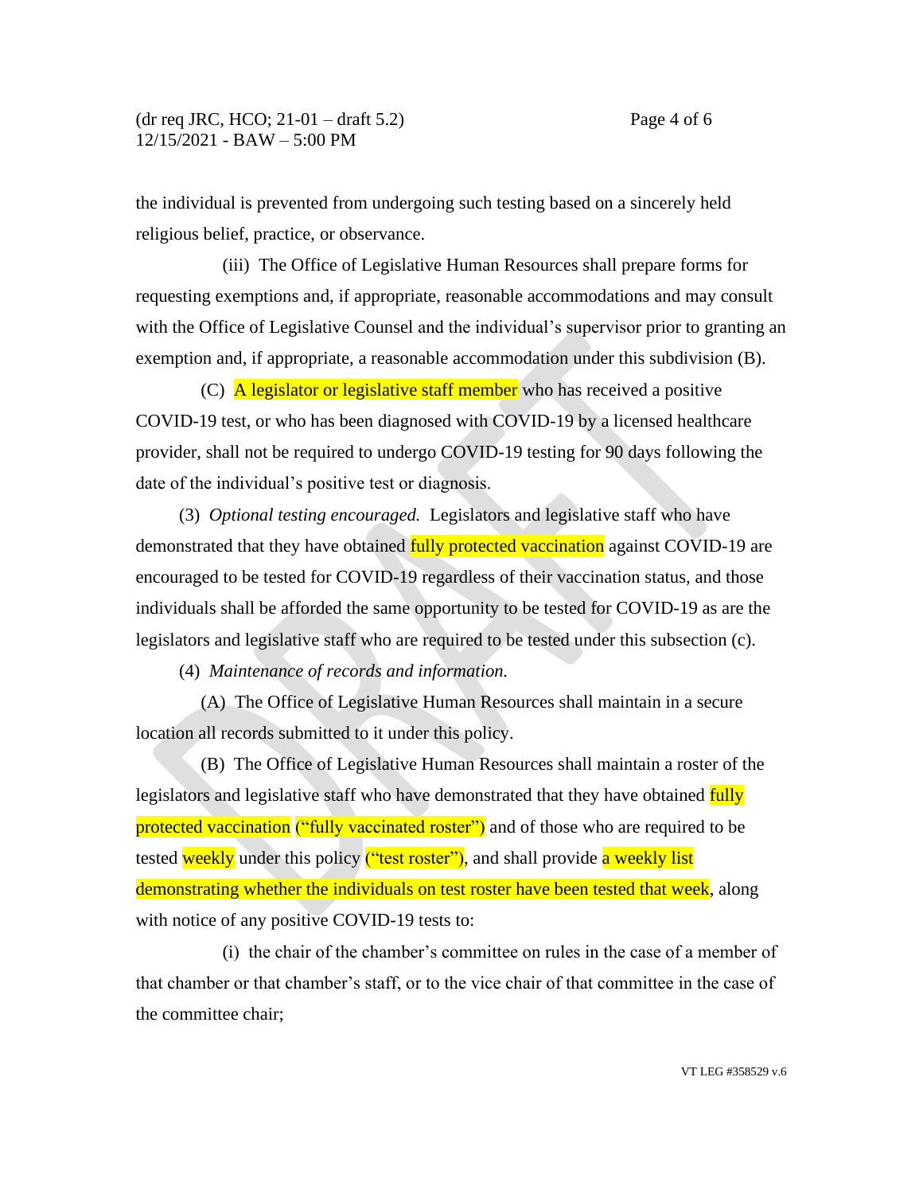the individual is prevented from undergoing such testing based on a sincerely held religious belief, practice, or observance.

(iii) The Office of Legislative Human Resources shall prepare forms for requesting exemptions and, if appropriate, reasonable accommodations and may consult with the Office of Legislative Counsel and the individual's supervisor prior to granting an exemption and, if appropriate, a reasonable accommodation under this subdivision (B).

(C) A legislator or legislative staff member who has received a positive COVID-19 test, or who has been diagnosed with COVID-19 by a licensed healthcare provider, shall not be required to undergo COVID-19 testing for 90 days following the date of the individual's positive test or diagnosis.

(3) *Optional testing encouraged.* Legislators and legislative staff who have demonstrated that they have obtained fully protected vaccination against COVID-19 are encouraged to be tested for COVID-19 regardless of their vaccination status, and those individuals shall be afforded the same opportunity to be tested for COVID-19 as are the legislators and legislative staff who are required to be tested under this subsection (c).

(4) *Maintenance of records and information.*

(A) The Office of Legislative Human Resources shall maintain in a secure location all records submitted to it under this policy.

(B) The Office of Legislative Human Resources shall maintain a roster of the legislators and legislative staff who have demonstrated that they have obtained fully protected vaccination ("fully vaccinated roster") and of those who are required to be tested weekly under this policy ("test roster"), and shall provide a weekly list demonstrating whether the individuals on test roster have been tested that week, along with notice of any positive COVID-19 tests to:

(i) the chair of the chamber's committee on rules in the case of a member of that chamber or that chamber's staff, or to the vice chair of that committee in the case of the committee chair;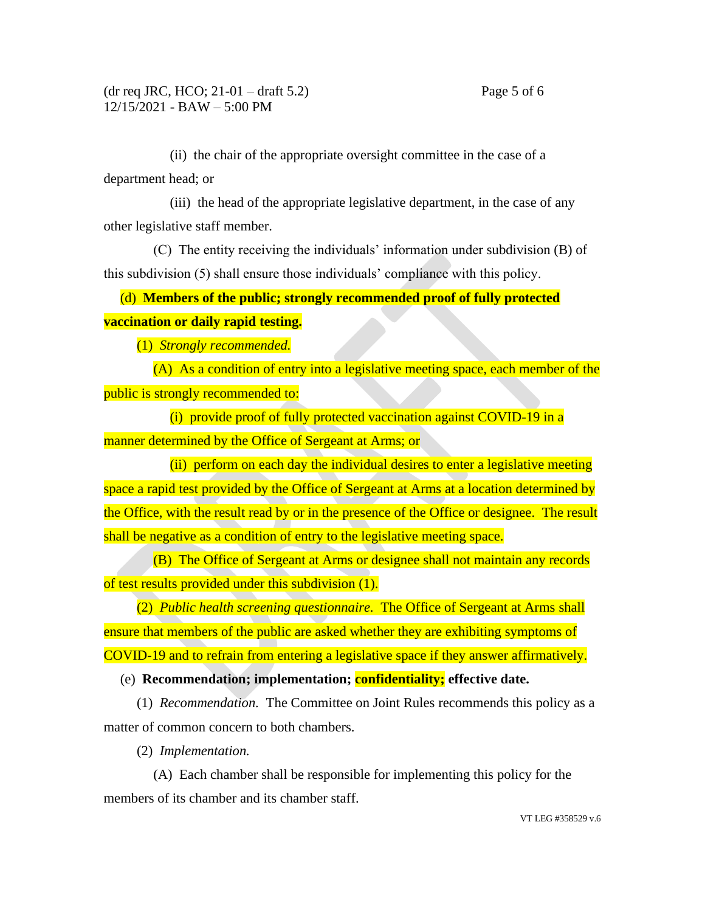(ii) the chair of the appropriate oversight committee in the case of a department head; or

(iii) the head of the appropriate legislative department, in the case of any other legislative staff member.

(C) The entity receiving the individuals' information under subdivision (B) of this subdivision (5) shall ensure those individuals' compliance with this policy.

(d) **Members of the public; strongly recommended proof of fully protected vaccination or daily rapid testing.**

(1) *Strongly recommended.*

(A) As a condition of entry into a legislative meeting space, each member of the public is strongly recommended to:

(i) provide proof of fully protected vaccination against COVID-19 in a manner determined by the Office of Sergeant at Arms; or

(ii) perform on each day the individual desires to enter a legislative meeting space a rapid test provided by the Office of Sergeant at Arms at a location determined by the Office, with the result read by or in the presence of the Office or designee. The result shall be negative as a condition of entry to the legislative meeting space.

(B) The Office of Sergeant at Arms or designee shall not maintain any records of test results provided under this subdivision (1).

(2) *Public health screening questionnaire.* The Office of Sergeant at Arms shall ensure that members of the public are asked whether they are exhibiting symptoms of COVID-19 and to refrain from entering a legislative space if they answer affirmatively.

(e) **Recommendation; implementation; confidentiality; effective date.**

(1) *Recommendation.* The Committee on Joint Rules recommends this policy as a matter of common concern to both chambers.

(2) *Implementation.*

(A) Each chamber shall be responsible for implementing this policy for the members of its chamber and its chamber staff.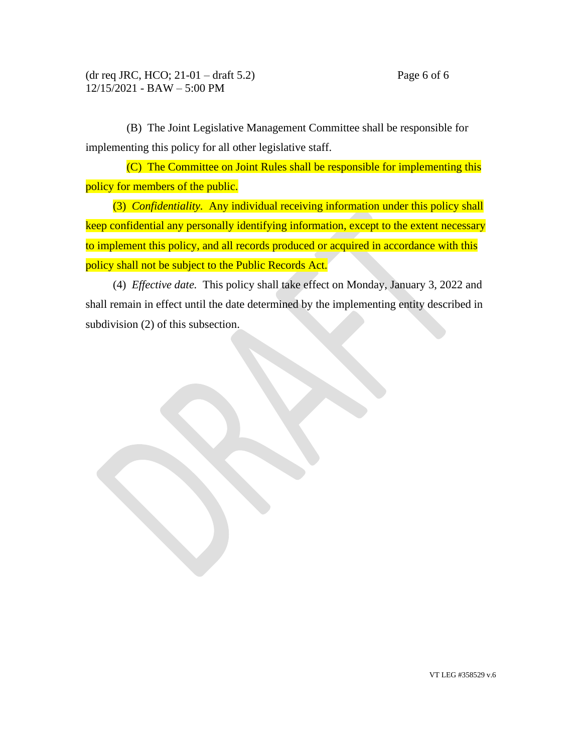(B)  The Joint Legislative Management Committee shall be responsible for implementing this policy for all other legislative staff.

(C)  The Committee on Joint Rules shall be responsible for implementing this policy for members of the public.

(3)  *Confidentiality*.  Any individual receiving information under this policy shall keep confidential any personally identifying information, except to the extent necessary to implement this policy, and all records produced or acquired in accordance with this policy shall not be subject to the Public Records Act.

(4)  *Effective date.*  This policy shall take effect on Monday, January 3, 2022 and shall remain in effect until the date determined by the implementing entity described in subdivision (2) of this subsection.